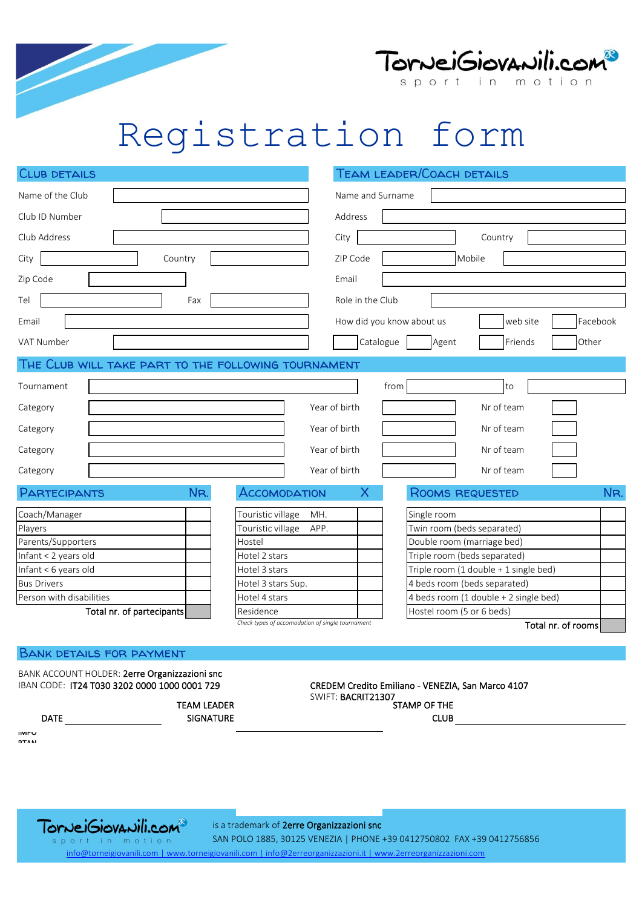TorneiGiovanili.com

sport in motion

# Registration form

## Club details

Name of the Club

Club ID Number

Club Address

City Country

Zip Code

Tel Fax

Email

VAT Number

## Team leader/Coach details

Name and Surname

Address

City Country

ZIP Code Mobile

Email

Role in the Club

How did you know about us: web site / Facebook / Catalogue / Agent / Friends / Other

## The Club will take part to the following tournament

Tournament from to

| Category | Year of birth | Nr of team |
|---|---|---|
| | | |
| | | |
| | | |
| | | |

## Partecipants

| Partecipants | Nr. |
|---|---|
| Coach/Manager | |
| Players | |
| Parents/Supporters | |
| Infant < 2 years old | |
| Infant < 6 years old | |
| Bus Drivers | |
| Person with disabilities | |
| Total nr. of partecipants | |

## Accomodation

| Accomodation | X |
|---|---|
| Touristic village MH. | |
| Touristic village APP. | |
| Hostel | |
| Hotel 2 stars | |
| Hotel 3 stars | |
| Hotel 3 stars Sup. | |
| Hotel 4 stars | |
| Residence | |

*Check types of accomodation of single tournament*

## Rooms requested

| Rooms requested | Nr. |
|---|---|
| Single room | |
| Twin room (beds separated) | |
| Double room (marriage bed) | |
| Triple room (beds separated) | |
| Triple room (1 double + 1 single bed) | |
| 4 beds room (beds separated) | |
| 4 beds room (1 double + 2 single bed) | |
| Hostel room (5 or 6 beds) | |
| Total nr. of rooms | |

## Bank details for payment

BANK ACCOUNT HOLDER: **2erre Organizzazioni snc**
IBAN CODE: **IT24 T030 3202 0000 1000 0001 729**

**CREDEM Credito Emiliano - VENEZIA, San Marco 4107**
SWIFT: **BACRIT21307**

DATE ______________ TEAM LEADER SIGNATURE ______________ STAMP OF THE CLUB ______________

TorneiGiovanili.com sport in motion is a trademark of **2erre Organizzazioni snc**
SAN POLO 1885, 30125 VENEZIA | PHONE +39 0412750802 FAX +39 0412756856
info@torneigiovanili.com | www.torneigiovanili.com | info@2erreorganizzazioni.it | www.2erreorganizzazioni.com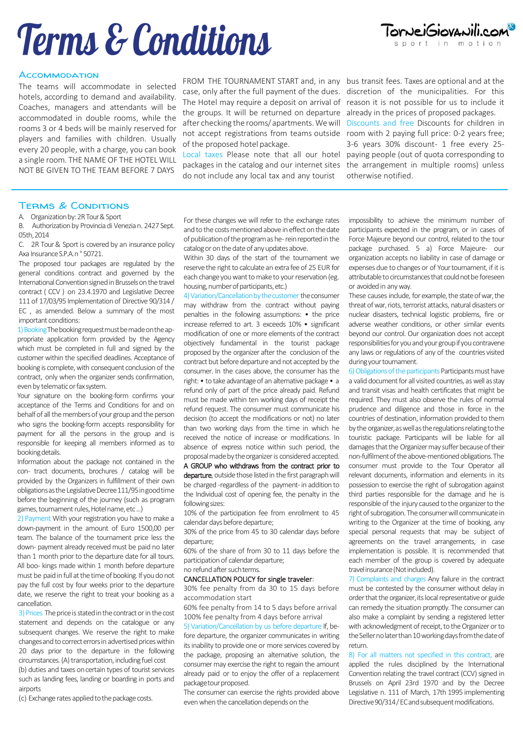# Terms & Conditions

TorneiGiovanili.com® sport in motion

## Accommodation

The teams will accommodate in selected hotels, according to demand and availability. Coaches, managers and attendants will be accommodated in double rooms, while the rooms 3 or 4 beds will be mainly reserved for players and families with children. Usually every 20 people, with a charge, you can book a single room. THE NAME OF THE HOTEL WILL NOT BE GIVEN TO THE TEAM BEFORE 7 DAYS FROM THE TOURNAMENT START and, in any case, only after the full payment of the dues. The Hotel may require a deposit on arrival of the groups. It will be returned on departure after checking the rooms/ apartments. We will not accept registrations from teams outside of the proposed hotel package.

Local taxes Please note that all our hotel packages in the catalog and our internet sites do not include any local tax and any tourist bus transit fees. Taxes are optional and at the discretion of the municipalities. For this reason it is not possible for us to include it already in the prices of proposed packages.

Discounts and free Discounts for children in room with 2 paying full price: 0-2 years free; 3-6 years 30% discount- 1 free every 25-paying people (out of quota corresponding to the arrangement in multiple rooms) unless otherwise notified.

## Terms & Conditions

A. Organization by: 2R Tour & Sport

B. Authorization by Provincia di Venezia n. 2427 Sept. 05th, 2014

C. 2R Tour & Sport is covered by an insurance policy Axa Insurance S.P.A. n ° 50721.

The proposed tour packages are regulated by the general conditions contract and governed by the International Convention signed in Brussels on the travel contract ( CCV ) on 23.4.1970 and Legislative Decree 111 of 17/03/95 Implementation of Directive 90/314 / EC , as amended. Below a summary of the most important conditions:

1) Booking The booking request must be made on the appropriate application form provided by the Agency which must be completed in full and signed by the customer within the specified deadlines. Acceptance of booking is complete, with consequent conclusion of the contract, only when the organizer sends confirmation, even by telematic or fax system.

Your signature on the booking-form confirms your acceptance of the Terms and Conditions for and on behalf of all the members of your group and the person who signs the booking-form accepts responsibility for payment for all the persons in the group and is responsible for keeping all members informed as to booking details.

Information about the package not contained in the con- tract documents, brochures / catalog will be provided by the Organizers in fulfillment of their own obligations as the Legislative Decree 111/95 in good time before the beginning of the journey (such as program games, tournament rules, Hotel name, etc...)

2) Payment With your registration you have to make a down-payment in the amount of Euro 1500,00 per team. The balance of the tournament price less the down- payment already received must be paid no later than 1 month prior to the departure date for all tours. All boo- kings made within 1 month before departure must be paid in full at the time of booking. If you do not pay the full cost by four weeks prior to the departure date, we reserve the right to treat your booking as a cancellation.

3) Prices The price is stated in the contract or in the cost statement and depends on the catalogue or any subsequent changes. We reserve the right to make changes and to correct errors in advertised prices within 20 days prior to the departure in the following circumstances. (A) transportation, including fuel cost

(b) duties and taxes on certain types of tourist services such as landing fees, landing or boarding in ports and airports

(c) Exchange rates applied to the package costs.

For these changes we will refer to the exchange rates and to the costs mentioned above in effect on the date of publication of the program as he- rein reported in the catalog or on the date of any updates above.

Within 30 days of the start of the tournament we reserve the right to calculate an extra fee of 25 EUR for each change you want to make to your reservation (eg. housing, number of participants, etc.)

4) Variation/Cancellation by the customer the consumer may withdraw from the contract without paying penalties in the following assumptions: • the price increase referred to art. 3 exceeds 10% • significant modification of one or more elements of the contract objectively fundamental in the tourist package proposed by the organizer after the conclusion of the contract but before departure and not accepted by the consumer. In the cases above, the consumer has the right: • to take advantage of an alternative package • a refund only of part of the price already paid. Refund must be made within ten working days of receipt the refund request. The consumer must communicate his decision (to accept the modifications or not) no later than two working days from the time in which he received the notice of increase or modifications. In absence of express notice within such period, the proposal made by the organizer is considered accepted.

**A GROUP who withdraws from the contract prior to departure**, outside those listed in the first paragraph will be charged -regardless of the payment- in addition to the Individual cost of opening fee, the penalty in the following sizes:

10% of the participation fee from enrollment to 45 calendar days before departure;

30% of the price from 45 to 30 calendar days before departure;

60% of the share of from 30 to 11 days before the participation of calendar departure;

no refund after such terms.

**CANCELLATION POLICY for single traveler**:

30% fee penalty from da 30 to 15 days before accommodation start

60% fee penalty from 14 to 5 days before arrival

100% fee penalty from 4 days before arrival

5) Variation/Cancellation by us before departure If, before departure, the organizer communicates in writing its inability to provide one or more services covered by the package, proposing an alternative solution, the consumer may exercise the right to regain the amount already paid or to enjoy the offer of a replacement package tour proposed.

The consumer can exercise the rights provided above even when the cancellation depends on the impossibility to achieve the minimum number of participants expected in the program, or in cases of Force Majeure beyond our control, related to the tour package purchased. 5 a) Force Majeure- our organization accepts no liability in case of damage or expenses due to changes or of Your tournament, if it is attributable to circumstances that could not be foreseen or avoided in any way.

These causes include, for example, the state of war, the threat of war, riots, terrorist attacks, natural disasters or nuclear disasters, technical logistic problems, fire or adverse weather conditions, or other similar events beyond our control. Our organization does not accept responsibilities for you and your group if you contravene any laws or regulations of any of the countries visited during your tournament.

6) Obligations of the participants Participants must have a valid document for all visited countries, as well as stay and transit visas and health certificates that might be required. They must also observe the rules of normal prudence and diligence and those in force in the countries of destination, information provided to them by the organizer, as well as the regulations relating to the touristic package. Participants will be liable for all damages that the Organizer may suffer because of their non-fulfilment of the above-mentioned obligations. The consumer must provide to the Tour Operator all relevant documents, information and elements in its possession to exercise the right of subrogation against third parties responsible for the damage and he is responsible of the injury caused to the organizer to the right of subrogation. The consumer will communicate in writing to the Organizer at the time of booking, any special personal requests that may be subject of agreements on the travel arrangements, in case implementation is possible. It is recommended that each member of the group is covered by adequate travel insurance (Not included).

7) Complaints and charges Any failure in the contract must be contested by the consumer without delay in order that the organizer, its local representative or guide can remedy the situation promptly. The consumer can also make a complaint by sending a registered letter with acknowledgment of receipt, to the Organizer or to the Seller no later than 10 working days from the date of return.

8) For all matters not specified in this contract, are applied the rules disciplined by the International Convention relating the travel contract (CCV) signed in Brussels on April 23rd 1970 and by the Decree Legislative n. 111 of March, 17th 1995 implementing Directive 90/314 / EC and subsequent modifications.